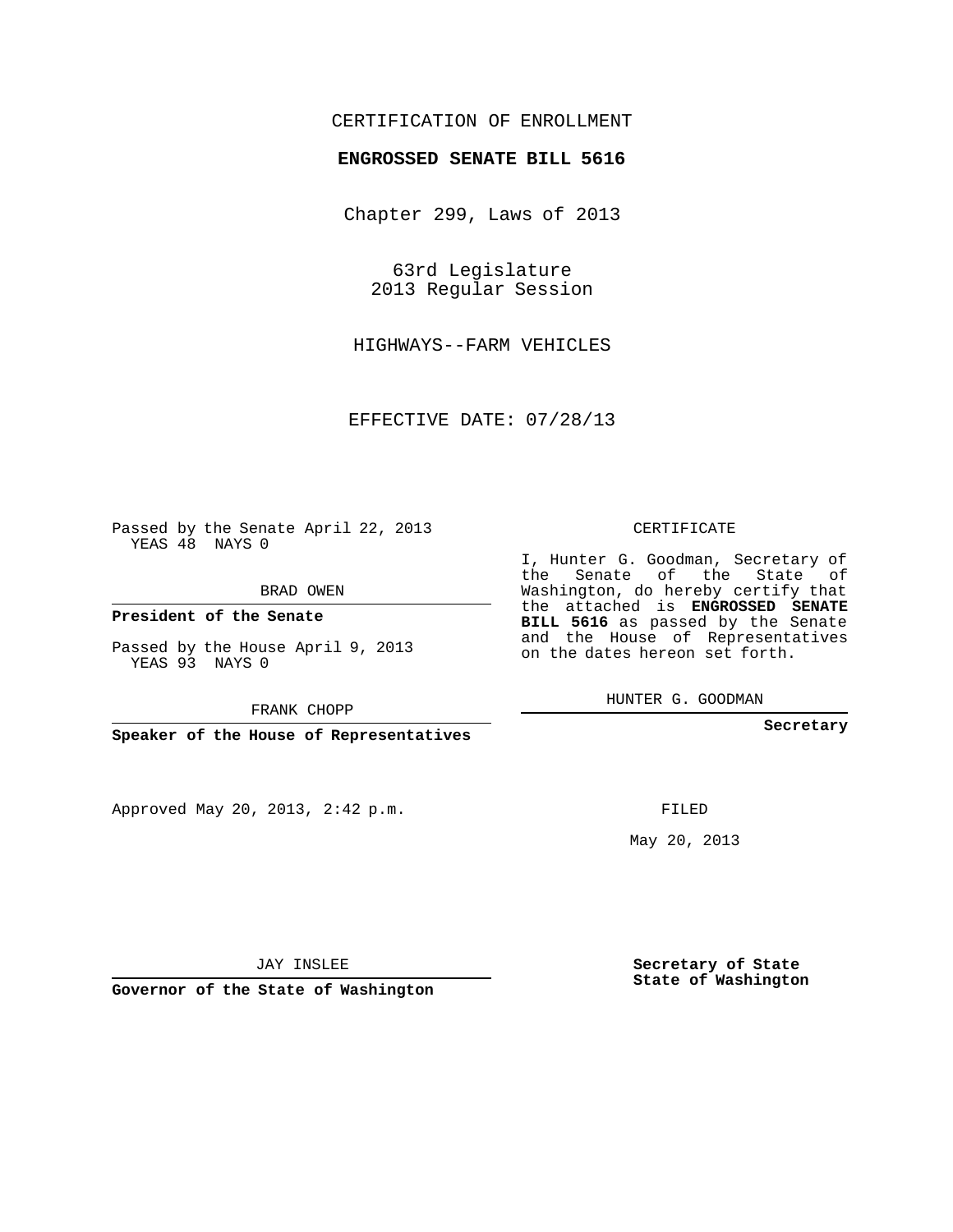CERTIFICATION OF ENROLLMENT

**ENGROSSED SENATE BILL 5616**

Chapter 299, Laws of 2013

63rd Legislature
2013 Regular Session

HIGHWAYS--FARM VEHICLES

EFFECTIVE DATE: 07/28/13

Passed by the Senate April 22, 2013
YEAS 48 NAYS 0

BRAD OWEN

**President of the Senate**

Passed by the House April 9, 2013
YEAS 93 NAYS 0

FRANK CHOPP

**Speaker of the House of Representatives**

Approved May 20, 2013, 2:42 p.m.

JAY INSLEE

**Governor of the State of Washington**

CERTIFICATE

I, Hunter G. Goodman, Secretary of the Senate of the State of Washington, do hereby certify that the attached is **ENGROSSED SENATE BILL 5616** as passed by the Senate and the House of Representatives on the dates hereon set forth.

HUNTER G. GOODMAN

**Secretary**

FILED

May 20, 2013

**Secretary of State**
**State of Washington**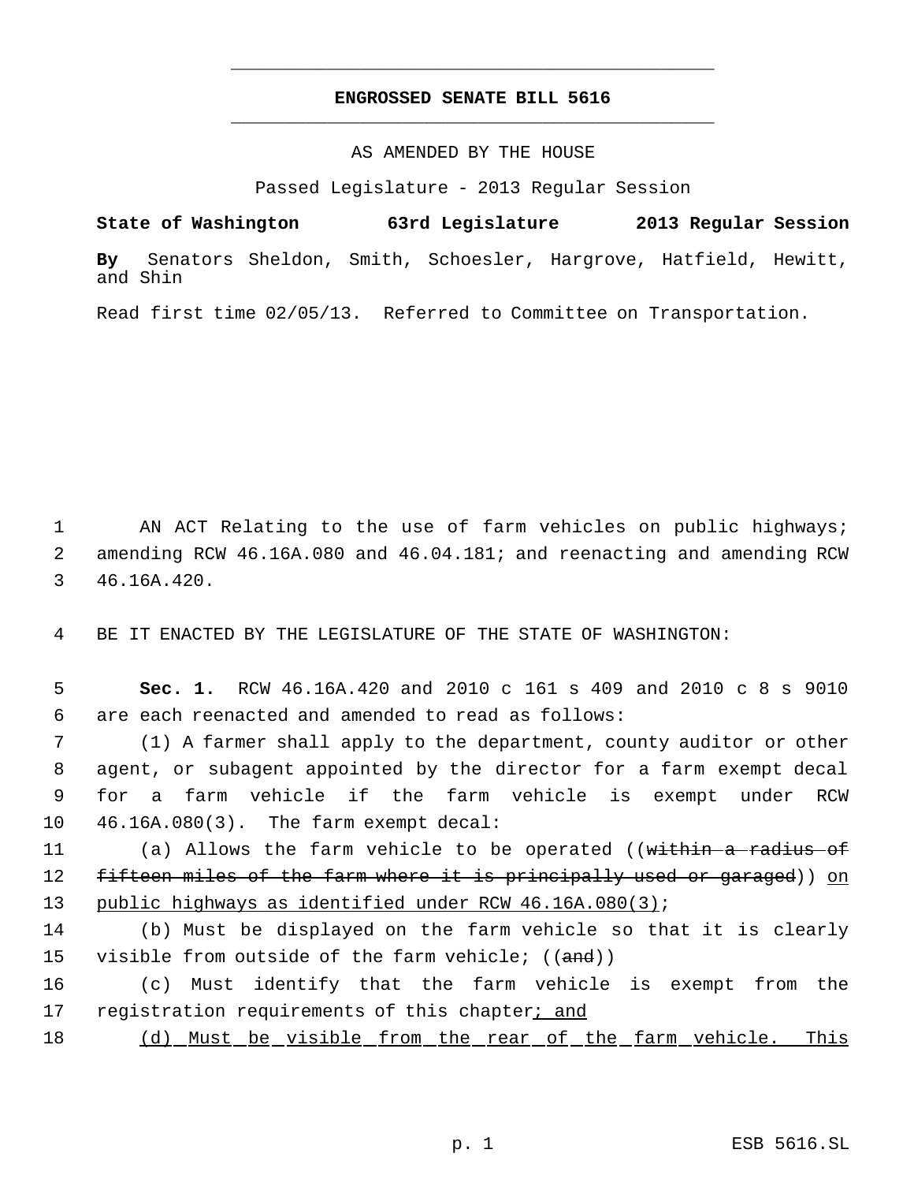**ENGROSSED SENATE BILL 5616**

AS AMENDED BY THE HOUSE

Passed Legislature - 2013 Regular Session

**State of Washington 63rd Legislature 2013 Regular Session**

**By** Senators Sheldon, Smith, Schoesler, Hargrove, Hatfield, Hewitt, and Shin

Read first time 02/05/13. Referred to Committee on Transportation.

1 AN ACT Relating to the use of farm vehicles on public highways;
2 amending RCW 46.16A.080 and 46.04.181; and reenacting and amending RCW
3 46.16A.420.

4 BE IT ENACTED BY THE LEGISLATURE OF THE STATE OF WASHINGTON:

5 **Sec. 1.** RCW 46.16A.420 and 2010 c 161 s 409 and 2010 c 8 s 9010
6 are each reenacted and amended to read as follows:

7 (1) A farmer shall apply to the department, county auditor or other
8 agent, or subagent appointed by the director for a farm exempt decal
9 for a farm vehicle if the farm vehicle is exempt under RCW
10 46.16A.080(3). The farm exempt decal:

11 (a) Allows the farm vehicle to be operated ((~~within a radius of~~
12 ~~fifteen miles of the farm where it is principally used or garaged~~)) <u>on</u>
13 <u>public highways as identified under RCW 46.16A.080(3)</u>;

14 (b) Must be displayed on the farm vehicle so that it is clearly
15 visible from outside of the farm vehicle; ((~~and~~))

16 (c) Must identify that the farm vehicle is exempt from the
17 registration requirements of this chapter<u>; and</u>

18 <u>(d) Must be visible from the rear of the farm vehicle. This</u>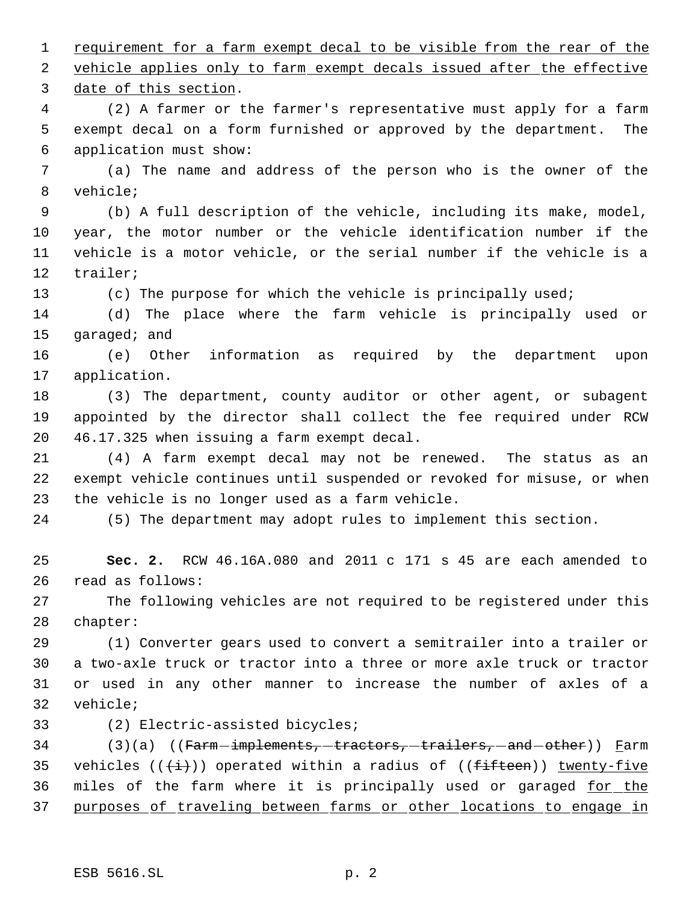requirement for a farm exempt decal to be visible from the rear of the vehicle applies only to farm exempt decals issued after the effective date of this section.

(2) A farmer or the farmer's representative must apply for a farm exempt decal on a form furnished or approved by the department. The application must show:

(a) The name and address of the person who is the owner of the vehicle;

(b) A full description of the vehicle, including its make, model, year, the motor number or the vehicle identification number if the vehicle is a motor vehicle, or the serial number if the vehicle is a trailer;

(c) The purpose for which the vehicle is principally used;

(d) The place where the farm vehicle is principally used or garaged; and

(e) Other information as required by the department upon application.

(3) The department, county auditor or other agent, or subagent appointed by the director shall collect the fee required under RCW 46.17.325 when issuing a farm exempt decal.

(4) A farm exempt decal may not be renewed. The status as an exempt vehicle continues until suspended or revoked for misuse, or when the vehicle is no longer used as a farm vehicle.

(5) The department may adopt rules to implement this section.

**Sec. 2.** RCW 46.16A.080 and 2011 c 171 s 45 are each amended to read as follows:

The following vehicles are not required to be registered under this chapter:

(1) Converter gears used to convert a semitrailer into a trailer or a two-axle truck or tractor into a three or more axle truck or tractor or used in any other manner to increase the number of axles of a vehicle;

(2) Electric-assisted bicycles;

(3)(a) ((~~Farm implements, tractors, trailers, and other~~)) Farm vehicles ((~~(i)~~)) operated within a radius of ((~~fifteen~~)) twenty-five miles of the farm where it is principally used or garaged for the purposes of traveling between farms or other locations to engage in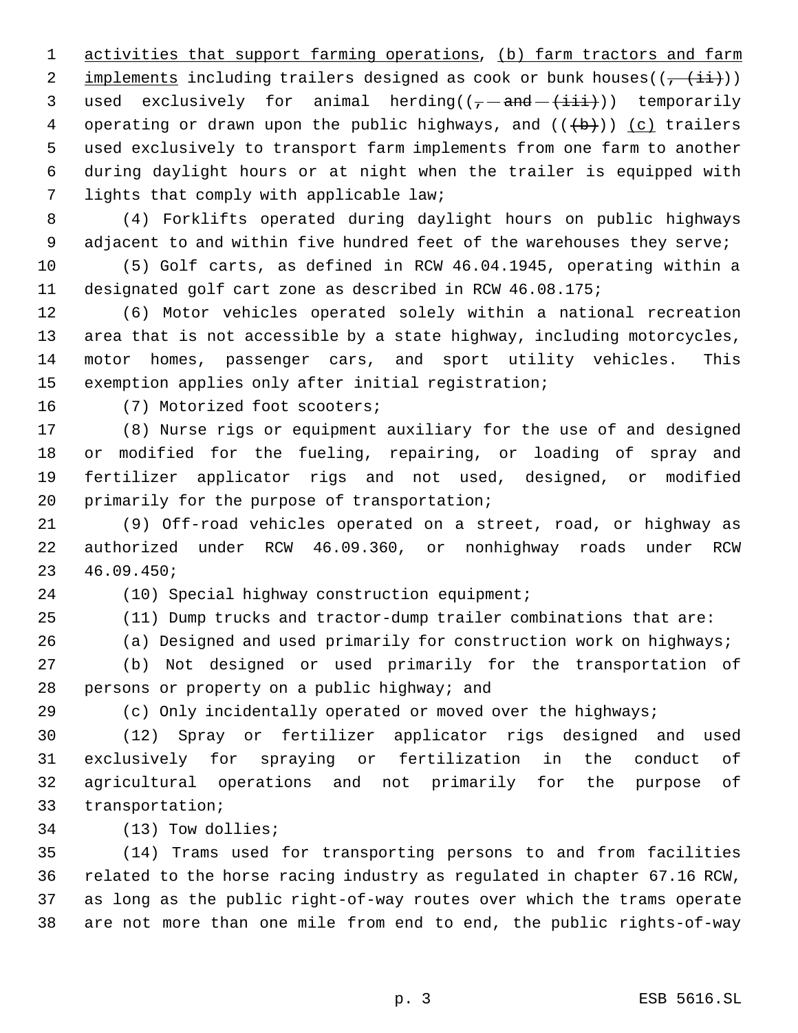activities that support farming operations, (b) farm tractors and farm implements including trailers designed as cook or bunk houses((~~, (ii)~~)) used exclusively for animal herding((~~, and (iii)~~)) temporarily operating or drawn upon the public highways, and ((~~(b)~~)) (c) trailers used exclusively to transport farm implements from one farm to another during daylight hours or at night when the trailer is equipped with lights that comply with applicable law;

(4) Forklifts operated during daylight hours on public highways adjacent to and within five hundred feet of the warehouses they serve;

(5) Golf carts, as defined in RCW 46.04.1945, operating within a designated golf cart zone as described in RCW 46.08.175;

(6) Motor vehicles operated solely within a national recreation area that is not accessible by a state highway, including motorcycles, motor homes, passenger cars, and sport utility vehicles. This exemption applies only after initial registration;

(7) Motorized foot scooters;

(8) Nurse rigs or equipment auxiliary for the use of and designed or modified for the fueling, repairing, or loading of spray and fertilizer applicator rigs and not used, designed, or modified primarily for the purpose of transportation;

(9) Off-road vehicles operated on a street, road, or highway as authorized under RCW 46.09.360, or nonhighway roads under RCW 46.09.450;

(10) Special highway construction equipment;

(11) Dump trucks and tractor-dump trailer combinations that are:

(a) Designed and used primarily for construction work on highways;

(b) Not designed or used primarily for the transportation of persons or property on a public highway; and

(c) Only incidentally operated or moved over the highways;

(12) Spray or fertilizer applicator rigs designed and used exclusively for spraying or fertilization in the conduct of agricultural operations and not primarily for the purpose of transportation;

(13) Tow dollies;

(14) Trams used for transporting persons to and from facilities related to the horse racing industry as regulated in chapter 67.16 RCW, as long as the public right-of-way routes over which the trams operate are not more than one mile from end to end, the public rights-of-way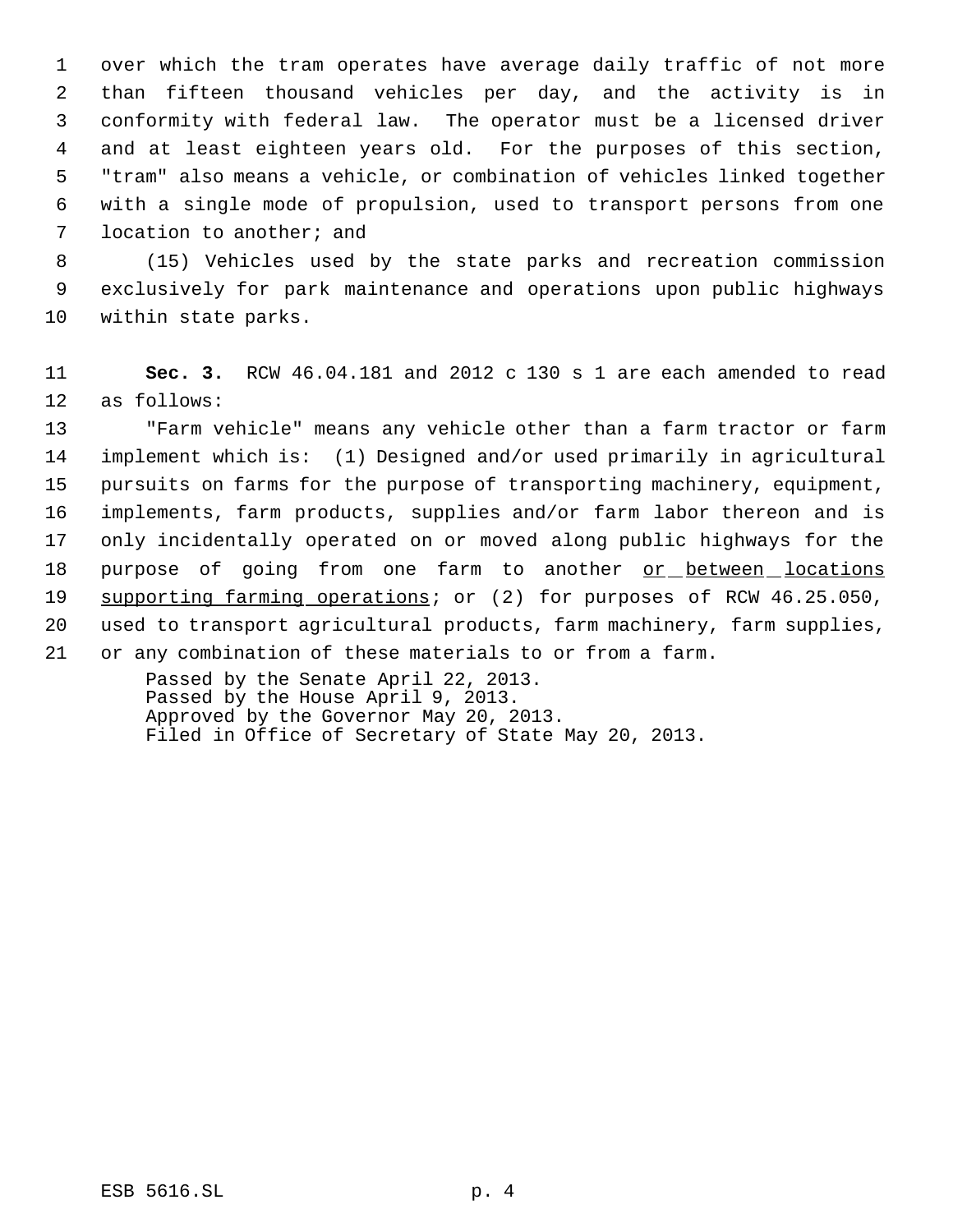over which the tram operates have average daily traffic of not more than fifteen thousand vehicles per day, and the activity is in conformity with federal law. The operator must be a licensed driver and at least eighteen years old. For the purposes of this section, "tram" also means a vehicle, or combination of vehicles linked together with a single mode of propulsion, used to transport persons from one location to another; and

(15) Vehicles used by the state parks and recreation commission exclusively for park maintenance and operations upon public highways within state parks.

**Sec. 3.** RCW 46.04.181 and 2012 c 130 s 1 are each amended to read as follows:

"Farm vehicle" means any vehicle other than a farm tractor or farm implement which is: (1) Designed and/or used primarily in agricultural pursuits on farms for the purpose of transporting machinery, equipment, implements, farm products, supplies and/or farm labor thereon and is only incidentally operated on or moved along public highways for the purpose of going from one farm to another <u>or between locations supporting farming operations</u>; or (2) for purposes of RCW 46.25.050, used to transport agricultural products, farm machinery, farm supplies, or any combination of these materials to or from a farm.

Passed by the Senate April 22, 2013.
Passed by the House April 9, 2013.
Approved by the Governor May 20, 2013.
Filed in Office of Secretary of State May 20, 2013.